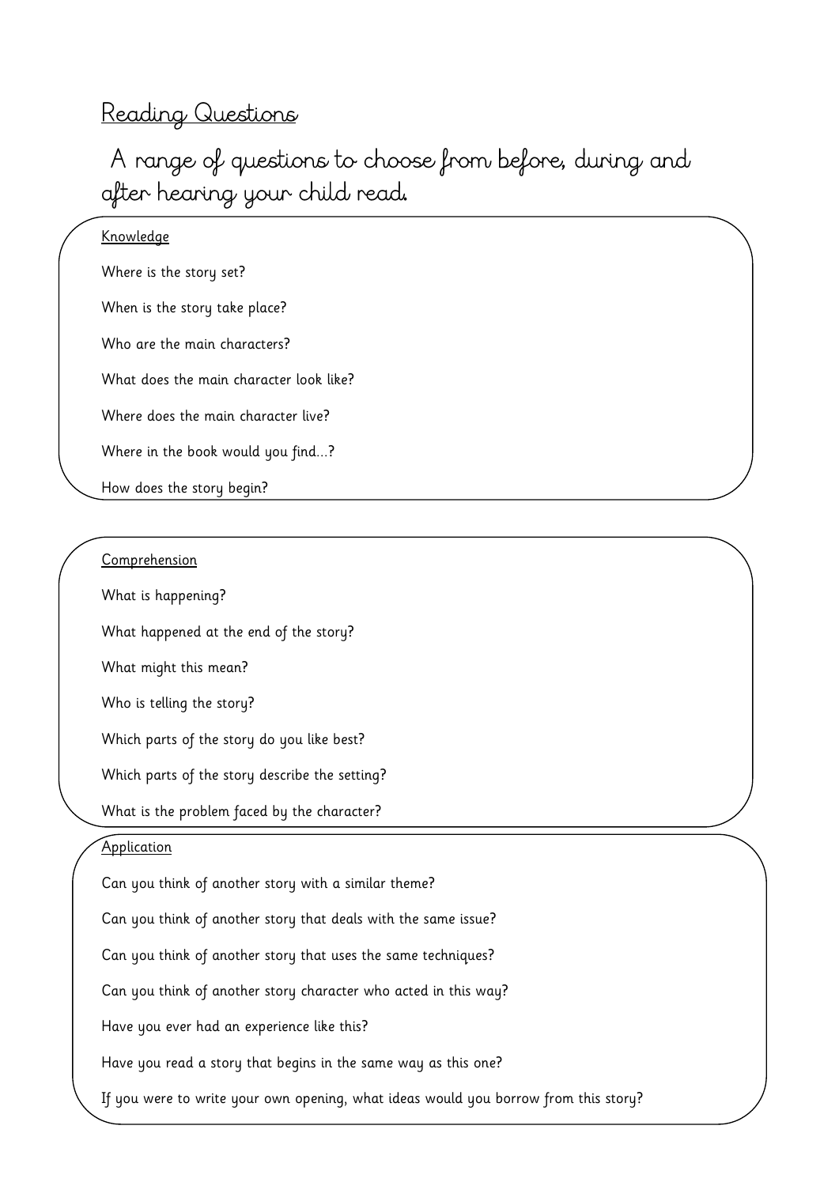# Reading Questions

A range of questions to choose from before, during and after hearing your child read.

## Knowledge

Where is the story set?

When is the story take place?

Who are the main characters?

What does the main character look like?

Where does the main character live?

Where in the book would you find…?

How does the story begin?

## Comprehension

What is happening?

What happened at the end of the story?

What might this mean?

Who is telling the story?

Which parts of the story do you like best?

Which parts of the story describe the setting?

What is the problem faced by the character?

## Application

Can you think of another story with a similar theme?

Can you think of another story that deals with the same issue?

Can you think of another story that uses the same techniques?

Can you think of another story character who acted in this way?

Have you ever had an experience like this?

Have you read a story that begins in the same way as this one?

If you were to write your own opening, what ideas would you borrow from this story?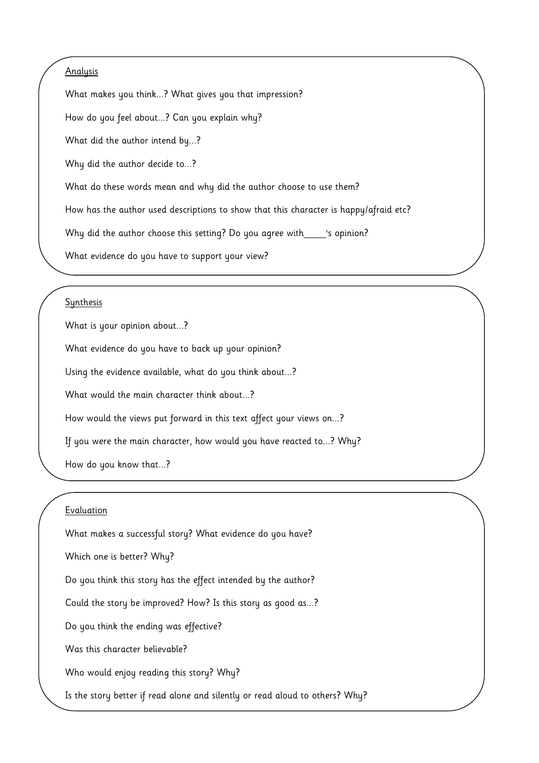## Analysis

What makes you think...? What gives you that impression?

How do you feel about...? Can you explain why?

What did the author intend by...?

Why did the author decide to...?

What do these words mean and why did the author choose to use them?

How has the author used descriptions to show that this character is happy/afraid etc?

Why did the author choose this setting? Do you agree with____'s opinion?

What evidence do you have to support your view?

## Synthesis

What is your opinion about...?

What evidence do you have to back up your opinion?

Using the evidence available, what do you think about...?

What would the main character think about...?

How would the views put forward in this text affect your views on...?

If you were the main character, how would you have reacted to...? Why?

How do you know that...?

## Evaluation

What makes a successful story? What evidence do you have?

Which one is better? Why?

Do you think this story has the effect intended by the author?

Could the story be improved? How? Is this story as good as...?

Do you think the ending was effective?

Was this character believable?

Who would enjoy reading this story? Why?

Is the story better if read alone and silently or read aloud to others? Why?